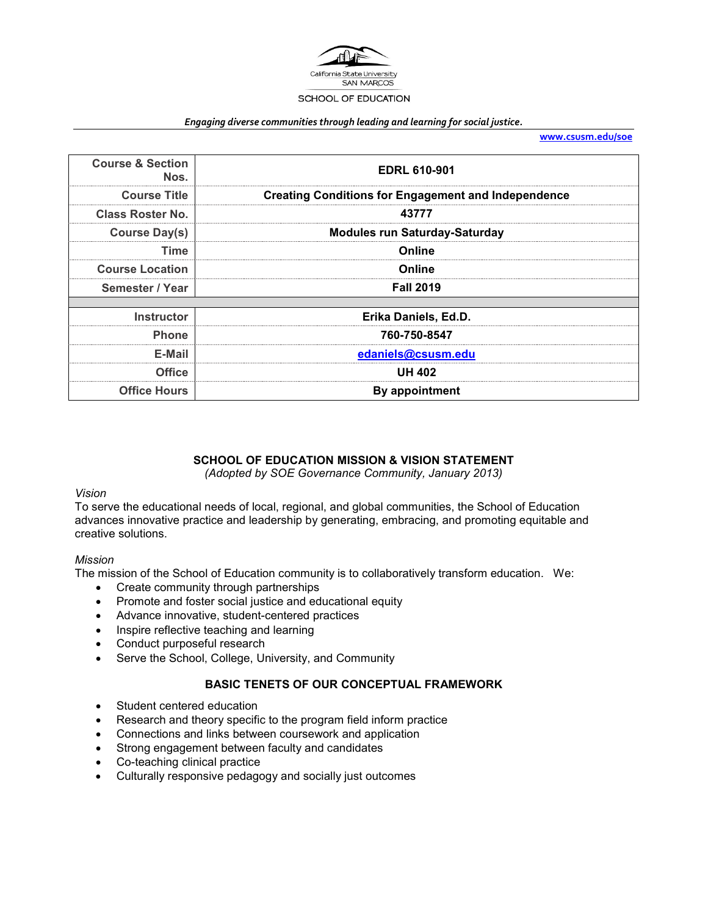California State University
SAN MARCOS

SCHOOL OF EDUCATION

*Engaging diverse communities through leading and learning for social justice.*

www.csusm.edu/soe

| Course & Section Nos. | EDRL 610-901 |
|---|---|
| Course Title | Creating Conditions for Engagement and Independence |
| Class Roster No. | 43777 |
| Course Day(s) | Modules run Saturday-Saturday |
| Time | Online |
| Course Location | Online |
| Semester / Year | Fall 2019 |
| | |
| Instructor | Erika Daniels, Ed.D. |
| Phone | 760-750-8547 |
| E-Mail | edaniels@csusm.edu |
| Office | UH 402 |
| Office Hours | By appointment |

## SCHOOL OF EDUCATION MISSION & VISION STATEMENT

*(Adopted by SOE Governance Community, January 2013)*

*Vision*

To serve the educational needs of local, regional, and global communities, the School of Education advances innovative practice and leadership by generating, embracing, and promoting equitable and creative solutions.

*Mission*

The mission of the School of Education community is to collaboratively transform education. We:

- Create community through partnerships
- Promote and foster social justice and educational equity
- Advance innovative, student-centered practices
- Inspire reflective teaching and learning
- Conduct purposeful research
- Serve the School, College, University, and Community

## BASIC TENETS OF OUR CONCEPTUAL FRAMEWORK

- Student centered education
- Research and theory specific to the program field inform practice
- Connections and links between coursework and application
- Strong engagement between faculty and candidates
- Co-teaching clinical practice
- Culturally responsive pedagogy and socially just outcomes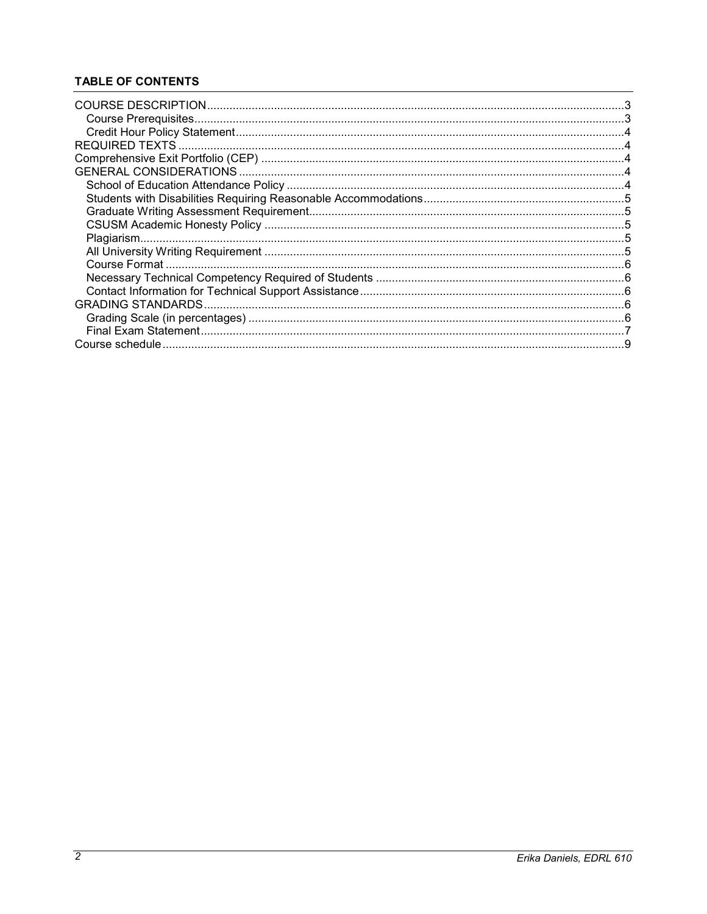**TABLE OF CONTENTS**

COURSE DESCRIPTION ... 3
- Course Prerequisites ... 3
- Credit Hour Policy Statement ... 4

REQUIRED TEXTS ... 4

Comprehensive Exit Portfolio (CEP) ... 4

GENERAL CONSIDERATIONS ... 4
- School of Education Attendance Policy ... 4
- Students with Disabilities Requiring Reasonable Accommodations ... 5
- Graduate Writing Assessment Requirement ... 5
- CSUSM Academic Honesty Policy ... 5
- Plagiarism ... 5
- All University Writing Requirement ... 5
- Course Format ... 6
- Necessary Technical Competency Required of Students ... 6
- Contact Information for Technical Support Assistance ... 6

GRADING STANDARDS ... 6
- Grading Scale (in percentages) ... 6
- Final Exam Statement ... 7

Course schedule ... 9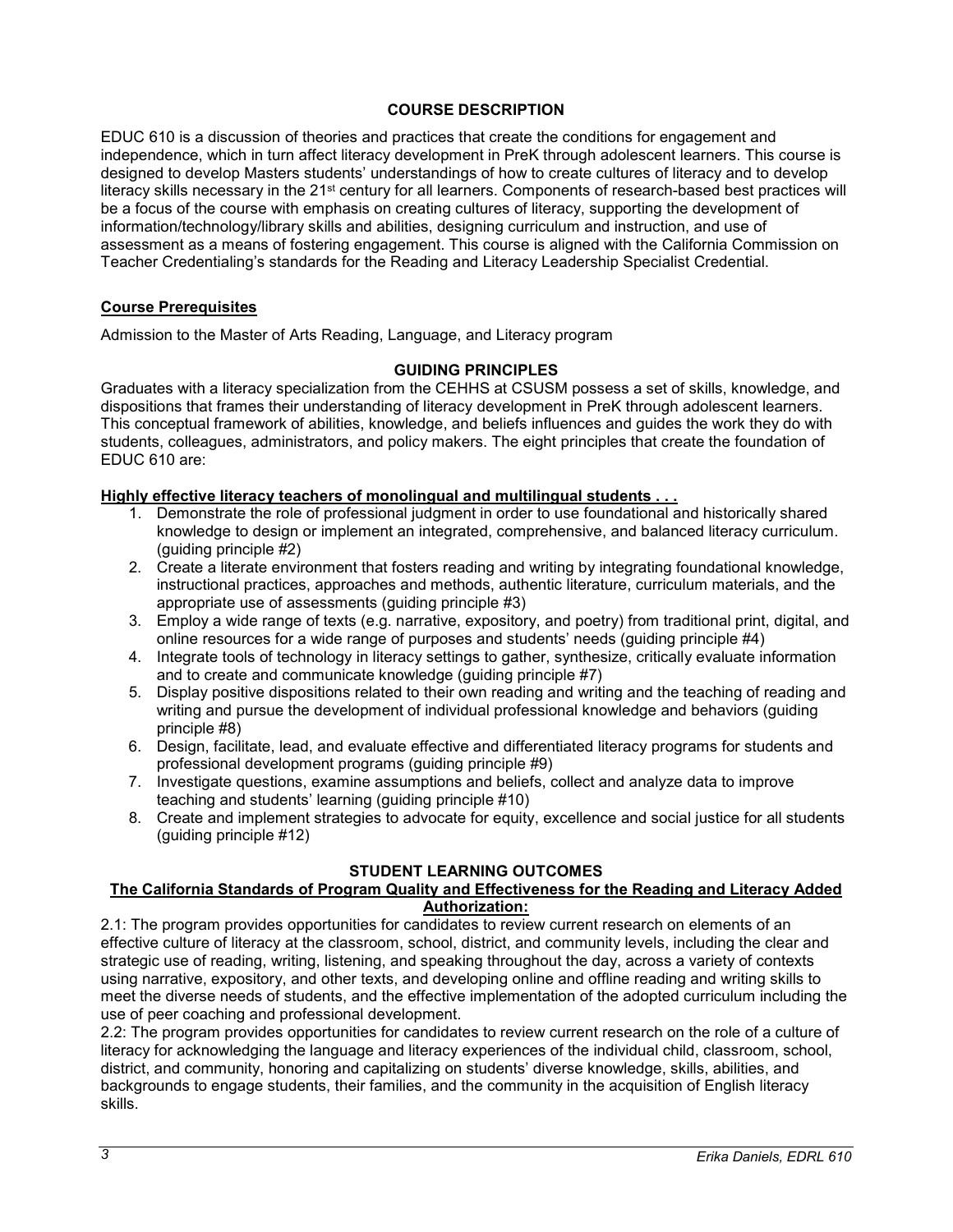## COURSE DESCRIPTION

EDUC 610 is a discussion of theories and practices that create the conditions for engagement and independence, which in turn affect literacy development in PreK through adolescent learners. This course is designed to develop Masters students' understandings of how to create cultures of literacy and to develop literacy skills necessary in the 21st century for all learners. Components of research-based best practices will be a focus of the course with emphasis on creating cultures of literacy, supporting the development of information/technology/library skills and abilities, designing curriculum and instruction, and use of assessment as a means of fostering engagement. This course is aligned with the California Commission on Teacher Credentialing's standards for the Reading and Literacy Leadership Specialist Credential.

### Course Prerequisites

Admission to the Master of Arts Reading, Language, and Literacy program

## GUIDING PRINCIPLES

Graduates with a literacy specialization from the CEHHS at CSUSM possess a set of skills, knowledge, and dispositions that frames their understanding of literacy development in PreK through adolescent learners. This conceptual framework of abilities, knowledge, and beliefs influences and guides the work they do with students, colleagues, administrators, and policy makers. The eight principles that create the foundation of EDUC 610 are:

**Highly effective literacy teachers of monolingual and multilingual students . . .**

1. Demonstrate the role of professional judgment in order to use foundational and historically shared knowledge to design or implement an integrated, comprehensive, and balanced literacy curriculum. (guiding principle #2)
2. Create a literate environment that fosters reading and writing by integrating foundational knowledge, instructional practices, approaches and methods, authentic literature, curriculum materials, and the appropriate use of assessments (guiding principle #3)
3. Employ a wide range of texts (e.g. narrative, expository, and poetry) from traditional print, digital, and online resources for a wide range of purposes and students' needs (guiding principle #4)
4. Integrate tools of technology in literacy settings to gather, synthesize, critically evaluate information and to create and communicate knowledge (guiding principle #7)
5. Display positive dispositions related to their own reading and writing and the teaching of reading and writing and pursue the development of individual professional knowledge and behaviors (guiding principle #8)
6. Design, facilitate, lead, and evaluate effective and differentiated literacy programs for students and professional development programs (guiding principle #9)
7. Investigate questions, examine assumptions and beliefs, collect and analyze data to improve teaching and students' learning (guiding principle #10)
8. Create and implement strategies to advocate for equity, excellence and social justice for all students (guiding principle #12)

## STUDENT LEARNING OUTCOMES

**The California Standards of Program Quality and Effectiveness for the Reading and Literacy Added Authorization:**

2.1: The program provides opportunities for candidates to review current research on elements of an effective culture of literacy at the classroom, school, district, and community levels, including the clear and strategic use of reading, writing, listening, and speaking throughout the day, across a variety of contexts using narrative, expository, and other texts, and developing online and offline reading and writing skills to meet the diverse needs of students, and the effective implementation of the adopted curriculum including the use of peer coaching and professional development.

2.2: The program provides opportunities for candidates to review current research on the role of a culture of literacy for acknowledging the language and literacy experiences of the individual child, classroom, school, district, and community, honoring and capitalizing on students' diverse knowledge, skills, abilities, and backgrounds to engage students, their families, and the community in the acquisition of English literacy skills.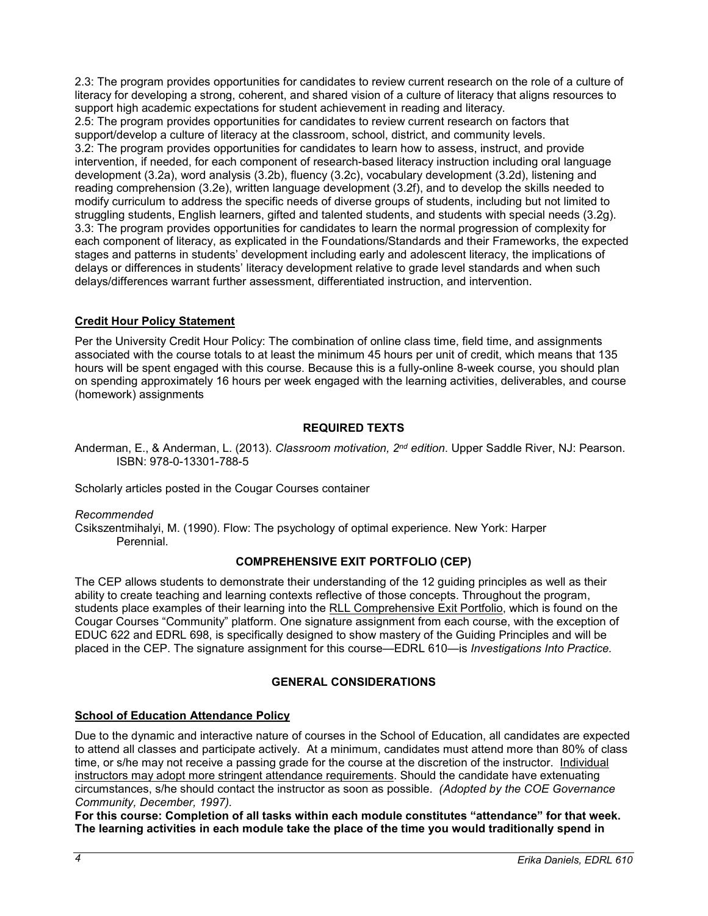2.3: The program provides opportunities for candidates to review current research on the role of a culture of literacy for developing a strong, coherent, and shared vision of a culture of literacy that aligns resources to support high academic expectations for student achievement in reading and literacy.
2.5: The program provides opportunities for candidates to review current research on factors that support/develop a culture of literacy at the classroom, school, district, and community levels.
3.2: The program provides opportunities for candidates to learn how to assess, instruct, and provide intervention, if needed, for each component of research-based literacy instruction including oral language development (3.2a), word analysis (3.2b), fluency (3.2c), vocabulary development (3.2d), listening and reading comprehension (3.2e), written language development (3.2f), and to develop the skills needed to modify curriculum to address the specific needs of diverse groups of students, including but not limited to struggling students, English learners, gifted and talented students, and students with special needs (3.2g).
3.3: The program provides opportunities for candidates to learn the normal progression of complexity for each component of literacy, as explicated in the Foundations/Standards and their Frameworks, the expected stages and patterns in students' development including early and adolescent literacy, the implications of delays or differences in students' literacy development relative to grade level standards and when such delays/differences warrant further assessment, differentiated instruction, and intervention.

### Credit Hour Policy Statement

Per the University Credit Hour Policy: The combination of online class time, field time, and assignments associated with the course totals to at least the minimum 45 hours per unit of credit, which means that 135 hours will be spent engaged with this course. Because this is a fully-online 8-week course, you should plan on spending approximately 16 hours per week engaged with the learning activities, deliverables, and course (homework) assignments

## REQUIRED TEXTS

Anderman, E., & Anderman, L. (2013). *Classroom motivation, 2nd edition*. Upper Saddle River, NJ: Pearson. ISBN: 978-0-13301-788-5

Scholarly articles posted in the Cougar Courses container

*Recommended*
Csikszentmihalyi, M. (1990). Flow: The psychology of optimal experience. New York: Harper Perennial.

## COMPREHENSIVE EXIT PORTFOLIO (CEP)

The CEP allows students to demonstrate their understanding of the 12 guiding principles as well as their ability to create teaching and learning contexts reflective of those concepts. Throughout the program, students place examples of their learning into the RLL Comprehensive Exit Portfolio, which is found on the Cougar Courses "Community" platform. One signature assignment from each course, with the exception of EDUC 622 and EDRL 698, is specifically designed to show mastery of the Guiding Principles and will be placed in the CEP. The signature assignment for this course—EDRL 610—is *Investigations Into Practice.*

## GENERAL CONSIDERATIONS

### School of Education Attendance Policy

Due to the dynamic and interactive nature of courses in the School of Education, all candidates are expected to attend all classes and participate actively. At a minimum, candidates must attend more than 80% of class time, or s/he may not receive a passing grade for the course at the discretion of the instructor. Individual instructors may adopt more stringent attendance requirements. Should the candidate have extenuating circumstances, s/he should contact the instructor as soon as possible. *(Adopted by the COE Governance Community, December, 1997).*

**For this course: Completion of all tasks within each module constitutes "attendance" for that week. The learning activities in each module take the place of the time you would traditionally spend in**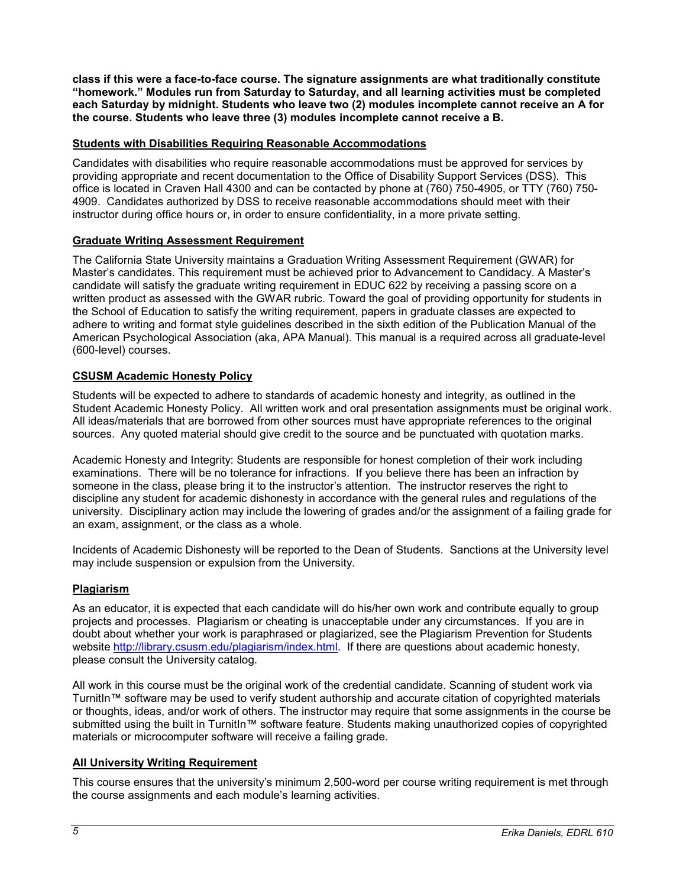**class if this were a face-to-face course. The signature assignments are what traditionally constitute "homework." Modules run from Saturday to Saturday, and all learning activities must be completed each Saturday by midnight. Students who leave two (2) modules incomplete cannot receive an A for the course. Students who leave three (3) modules incomplete cannot receive a B.**

## Students with Disabilities Requiring Reasonable Accommodations

Candidates with disabilities who require reasonable accommodations must be approved for services by providing appropriate and recent documentation to the Office of Disability Support Services (DSS). This office is located in Craven Hall 4300 and can be contacted by phone at (760) 750-4905, or TTY (760) 750-4909. Candidates authorized by DSS to receive reasonable accommodations should meet with their instructor during office hours or, in order to ensure confidentiality, in a more private setting.

## Graduate Writing Assessment Requirement

The California State University maintains a Graduation Writing Assessment Requirement (GWAR) for Master's candidates. This requirement must be achieved prior to Advancement to Candidacy. A Master's candidate will satisfy the graduate writing requirement in EDUC 622 by receiving a passing score on a written product as assessed with the GWAR rubric. Toward the goal of providing opportunity for students in the School of Education to satisfy the writing requirement, papers in graduate classes are expected to adhere to writing and format style guidelines described in the sixth edition of the Publication Manual of the American Psychological Association (aka, APA Manual). This manual is a required across all graduate-level (600-level) courses.

## CSUSM Academic Honesty Policy

Students will be expected to adhere to standards of academic honesty and integrity, as outlined in the Student Academic Honesty Policy. All written work and oral presentation assignments must be original work. All ideas/materials that are borrowed from other sources must have appropriate references to the original sources. Any quoted material should give credit to the source and be punctuated with quotation marks.

Academic Honesty and Integrity: Students are responsible for honest completion of their work including examinations. There will be no tolerance for infractions. If you believe there has been an infraction by someone in the class, please bring it to the instructor's attention. The instructor reserves the right to discipline any student for academic dishonesty in accordance with the general rules and regulations of the university. Disciplinary action may include the lowering of grades and/or the assignment of a failing grade for an exam, assignment, or the class as a whole.

Incidents of Academic Dishonesty will be reported to the Dean of Students. Sanctions at the University level may include suspension or expulsion from the University.

## Plagiarism

As an educator, it is expected that each candidate will do his/her own work and contribute equally to group projects and processes. Plagiarism or cheating is unacceptable under any circumstances. If you are in doubt about whether your work is paraphrased or plagiarized, see the Plagiarism Prevention for Students website http://library.csusm.edu/plagiarism/index.html. If there are questions about academic honesty, please consult the University catalog.

All work in this course must be the original work of the credential candidate. Scanning of student work via TurnitIn™ software may be used to verify student authorship and accurate citation of copyrighted materials or thoughts, ideas, and/or work of others. The instructor may require that some assignments in the course be submitted using the built in TurnitIn™ software feature. Students making unauthorized copies of copyrighted materials or microcomputer software will receive a failing grade.

## All University Writing Requirement

This course ensures that the university's minimum 2,500-word per course writing requirement is met through the course assignments and each module's learning activities.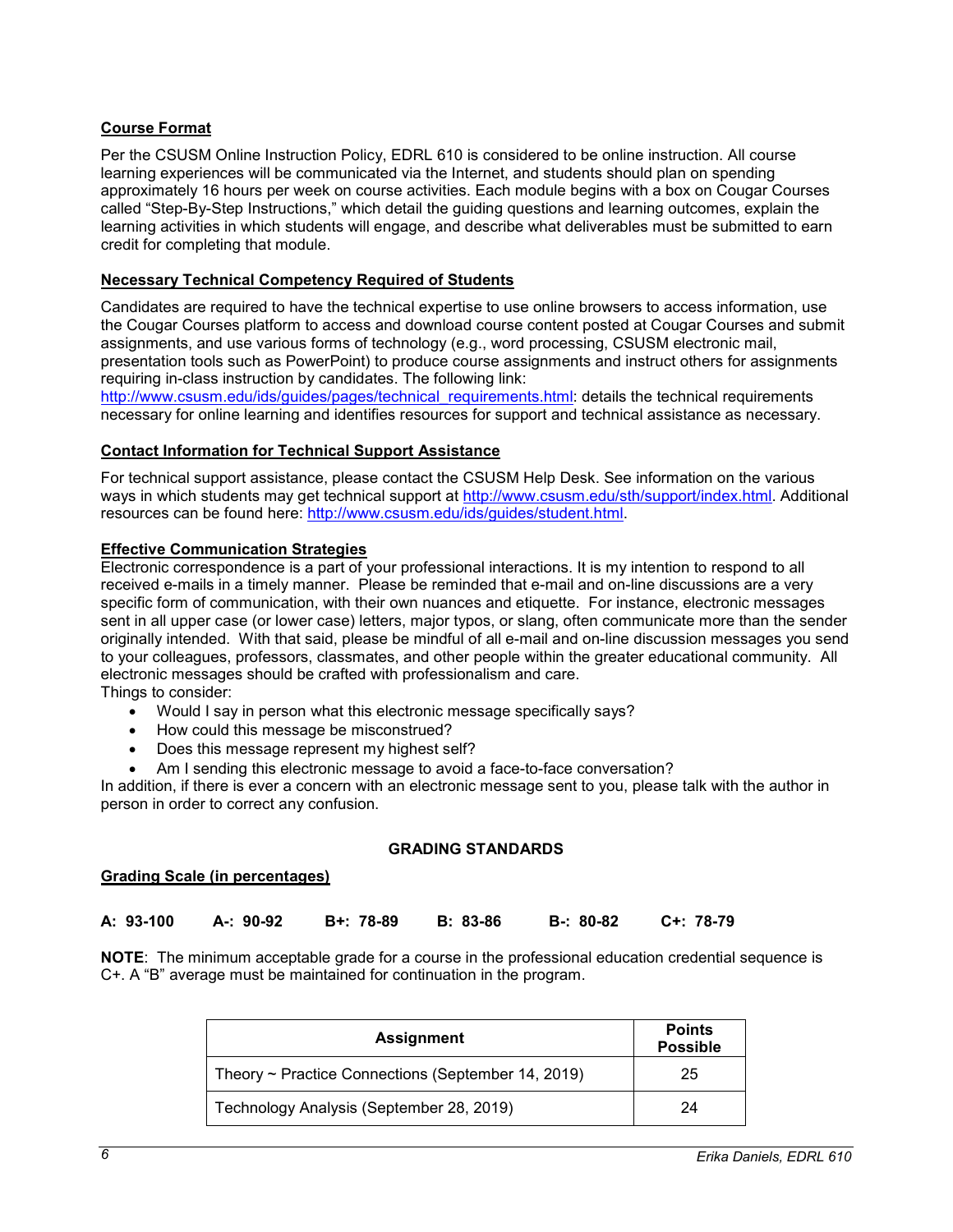### Course Format

Per the CSUSM Online Instruction Policy, EDRL 610 is considered to be online instruction. All course learning experiences will be communicated via the Internet, and students should plan on spending approximately 16 hours per week on course activities. Each module begins with a box on Cougar Courses called "Step-By-Step Instructions," which detail the guiding questions and learning outcomes, explain the learning activities in which students will engage, and describe what deliverables must be submitted to earn credit for completing that module.

### Necessary Technical Competency Required of Students

Candidates are required to have the technical expertise to use online browsers to access information, use the Cougar Courses platform to access and download course content posted at Cougar Courses and submit assignments, and use various forms of technology (e.g., word processing, CSUSM electronic mail, presentation tools such as PowerPoint) to produce course assignments and instruct others for assignments requiring in-class instruction by candidates. The following link: http://www.csusm.edu/ids/guides/pages/technical_requirements.html: details the technical requirements necessary for online learning and identifies resources for support and technical assistance as necessary.

### Contact Information for Technical Support Assistance

For technical support assistance, please contact the CSUSM Help Desk. See information on the various ways in which students may get technical support at http://www.csusm.edu/sth/support/index.html. Additional resources can be found here: http://www.csusm.edu/ids/guides/student.html.

### Effective Communication Strategies

Electronic correspondence is a part of your professional interactions. It is my intention to respond to all received e-mails in a timely manner. Please be reminded that e-mail and on-line discussions are a very specific form of communication, with their own nuances and etiquette. For instance, electronic messages sent in all upper case (or lower case) letters, major typos, or slang, often communicate more than the sender originally intended. With that said, please be mindful of all e-mail and on-line discussion messages you send to your colleagues, professors, classmates, and other people within the greater educational community. All electronic messages should be crafted with professionalism and care.
Things to consider:

- Would I say in person what this electronic message specifically says?
- How could this message be misconstrued?
- Does this message represent my highest self?
- Am I sending this electronic message to avoid a face-to-face conversation?

In addition, if there is ever a concern with an electronic message sent to you, please talk with the author in person in order to correct any confusion.

## GRADING STANDARDS

### Grading Scale (in percentages)

**A: 93-100 A-: 90-92 B+: 78-89 B: 83-86 B-: 80-82 C+: 78-79**

**NOTE**: The minimum acceptable grade for a course in the professional education credential sequence is C+. A "B" average must be maintained for continuation in the program.

| Assignment | Points Possible |
|---|---|
| Theory ~ Practice Connections (September 14, 2019) | 25 |
| Technology Analysis (September 28, 2019) | 24 |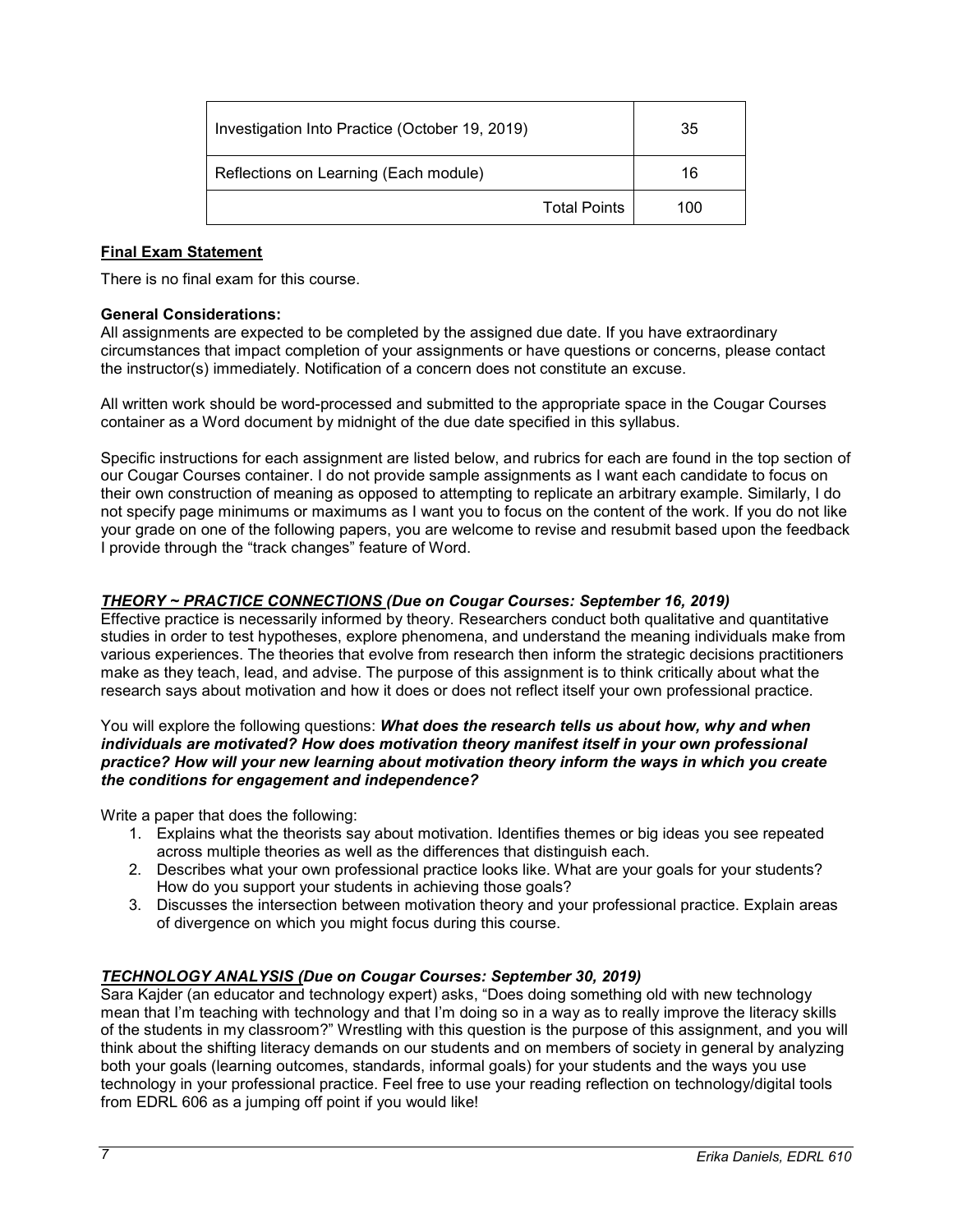| Investigation Into Practice (October 19, 2019) | 35 |
|---|---|
| Reflections on Learning (Each module) | 16 |
| Total Points | 100 |

**Final Exam Statement**

There is no final exam for this course.

**General Considerations:**

All assignments are expected to be completed by the assigned due date. If you have extraordinary circumstances that impact completion of your assignments or have questions or concerns, please contact the instructor(s) immediately. Notification of a concern does not constitute an excuse.

All written work should be word-processed and submitted to the appropriate space in the Cougar Courses container as a Word document by midnight of the due date specified in this syllabus.

Specific instructions for each assignment are listed below, and rubrics for each are found in the top section of our Cougar Courses container. I do not provide sample assignments as I want each candidate to focus on their own construction of meaning as opposed to attempting to replicate an arbitrary example. Similarly, I do not specify page minimums or maximums as I want you to focus on the content of the work. If you do not like your grade on one of the following papers, you are welcome to revise and resubmit based upon the feedback I provide through the "track changes" feature of Word.

***THEORY ~ PRACTICE CONNECTIONS (Due on Cougar Courses: September 16, 2019)***

Effective practice is necessarily informed by theory. Researchers conduct both qualitative and quantitative studies in order to test hypotheses, explore phenomena, and understand the meaning individuals make from various experiences. The theories that evolve from research then inform the strategic decisions practitioners make as they teach, lead, and advise. The purpose of this assignment is to think critically about what the research says about motivation and how it does or does not reflect itself your own professional practice.

You will explore the following questions: ***What does the research tells us about how, why and when individuals are motivated? How does motivation theory manifest itself in your own professional practice? How will your new learning about motivation theory inform the ways in which you create the conditions for engagement and independence?***

Write a paper that does the following:

1. Explains what the theorists say about motivation. Identifies themes or big ideas you see repeated across multiple theories as well as the differences that distinguish each.
2. Describes what your own professional practice looks like. What are your goals for your students? How do you support your students in achieving those goals?
3. Discusses the intersection between motivation theory and your professional practice. Explain areas of divergence on which you might focus during this course.

***TECHNOLOGY ANALYSIS (Due on Cougar Courses: September 30, 2019)***

Sara Kajder (an educator and technology expert) asks, "Does doing something old with new technology mean that I'm teaching with technology and that I'm doing so in a way as to really improve the literacy skills of the students in my classroom?" Wrestling with this question is the purpose of this assignment, and you will think about the shifting literacy demands on our students and on members of society in general by analyzing both your goals (learning outcomes, standards, informal goals) for your students and the ways you use technology in your professional practice. Feel free to use your reading reflection on technology/digital tools from EDRL 606 as a jumping off point if you would like!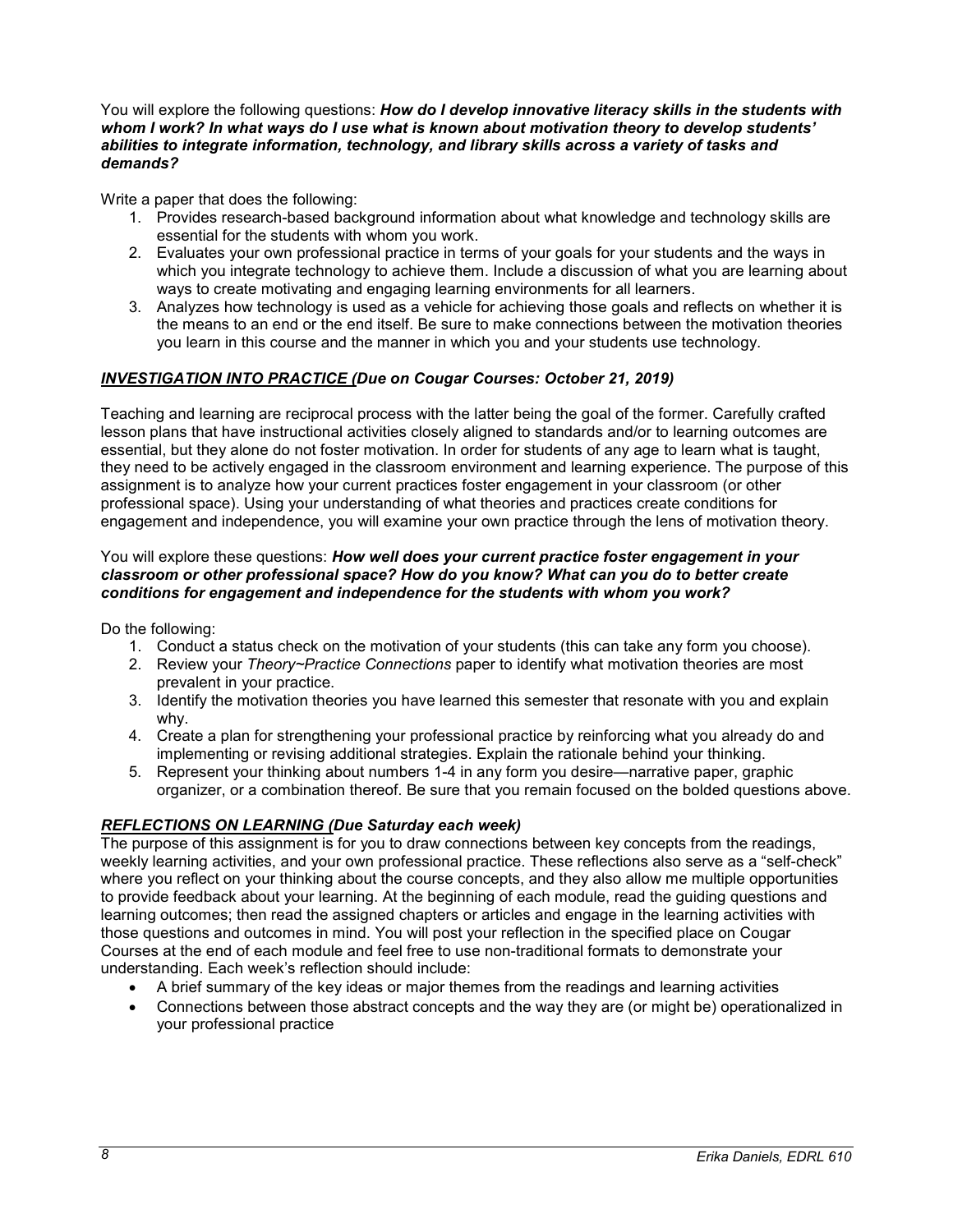You will explore the following questions: ***How do I develop innovative literacy skills in the students with whom I work? In what ways do I use what is known about motivation theory to develop students' abilities to integrate information, technology, and library skills across a variety of tasks and demands?***

Write a paper that does the following:

1. Provides research-based background information about what knowledge and technology skills are essential for the students with whom you work.
2. Evaluates your own professional practice in terms of your goals for your students and the ways in which you integrate technology to achieve them. Include a discussion of what you are learning about ways to create motivating and engaging learning environments for all learners.
3. Analyzes how technology is used as a vehicle for achieving those goals and reflects on whether it is the means to an end or the end itself. Be sure to make connections between the motivation theories you learn in this course and the manner in which you and your students use technology.

### ***INVESTIGATION INTO PRACTICE (Due on Cougar Courses: October 21, 2019)***

Teaching and learning are reciprocal process with the latter being the goal of the former. Carefully crafted lesson plans that have instructional activities closely aligned to standards and/or to learning outcomes are essential, but they alone do not foster motivation. In order for students of any age to learn what is taught, they need to be actively engaged in the classroom environment and learning experience. The purpose of this assignment is to analyze how your current practices foster engagement in your classroom (or other professional space). Using your understanding of what theories and practices create conditions for engagement and independence, you will examine your own practice through the lens of motivation theory.

You will explore these questions: ***How well does your current practice foster engagement in your classroom or other professional space? How do you know? What can you do to better create conditions for engagement and independence for the students with whom you work?***

Do the following:

1. Conduct a status check on the motivation of your students (this can take any form you choose).
2. Review your *Theory~Practice Connections* paper to identify what motivation theories are most prevalent in your practice.
3. Identify the motivation theories you have learned this semester that resonate with you and explain why.
4. Create a plan for strengthening your professional practice by reinforcing what you already do and implementing or revising additional strategies. Explain the rationale behind your thinking.
5. Represent your thinking about numbers 1-4 in any form you desire—narrative paper, graphic organizer, or a combination thereof. Be sure that you remain focused on the bolded questions above.

### ***REFLECTIONS ON LEARNING (Due Saturday each week)***

The purpose of this assignment is for you to draw connections between key concepts from the readings, weekly learning activities, and your own professional practice. These reflections also serve as a "self-check" where you reflect on your thinking about the course concepts, and they also allow me multiple opportunities to provide feedback about your learning. At the beginning of each module, read the guiding questions and learning outcomes; then read the assigned chapters or articles and engage in the learning activities with those questions and outcomes in mind. You will post your reflection in the specified place on Cougar Courses at the end of each module and feel free to use non-traditional formats to demonstrate your understanding. Each week's reflection should include:

- A brief summary of the key ideas or major themes from the readings and learning activities
- Connections between those abstract concepts and the way they are (or might be) operationalized in your professional practice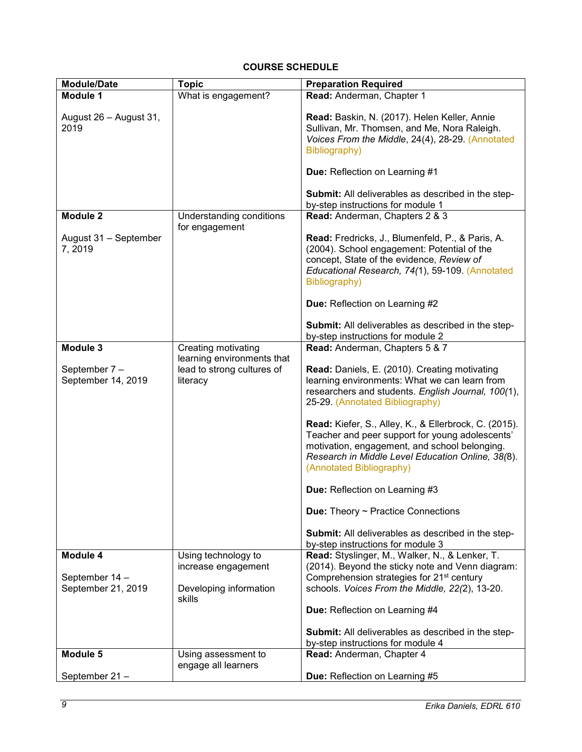## COURSE SCHEDULE

| Module/Date | Topic | Preparation Required |
|---|---|---|
| **Module 1**<br><br>August 26 – August 31, 2019 | What is engagement? | **Read:** Anderman, Chapter 1<br><br>**Read:** Baskin, N. (2017). Helen Keller, Annie Sullivan, Mr. Thomsen, and Me, Nora Raleigh. *Voices From the Middle*, 24(4), 28-29. (Annotated Bibliography)<br><br>**Due:** Reflection on Learning #1<br><br>**Submit:** All deliverables as described in the step-by-step instructions for module 1 |
| **Module 2**<br><br>August 31 – September 7, 2019 | Understanding conditions for engagement | **Read:** Anderman, Chapters 2 & 3<br><br>**Read:** Fredricks, J., Blumenfeld, P., & Paris, A. (2004). School engagement: Potential of the concept, State of the evidence, *Review of Educational Research, 74(*1), 59-109. (Annotated Bibliography)<br><br>**Due:** Reflection on Learning #2<br><br>**Submit:** All deliverables as described in the step-by-step instructions for module 2 |
| **Module 3**<br><br>September 7 – September 14, 2019 | Creating motivating learning environments that lead to strong cultures of literacy | **Read:** Anderman, Chapters 5 & 7<br><br>**Read:** Daniels, E. (2010). Creating motivating learning environments: What we can learn from researchers and students. *English Journal, 100(*1), 25-29. (Annotated Bibliography)<br><br>**Read:** Kiefer, S., Alley, K., & Ellerbrock, C. (2015). Teacher and peer support for young adolescents' motivation, engagement, and school belonging. *Research in Middle Level Education Online, 38(*8). (Annotated Bibliography)<br><br>**Due:** Reflection on Learning #3<br><br>**Due:** Theory ~ Practice Connections<br><br>**Submit:** All deliverables as described in the step-by-step instructions for module 3 |
| **Module 4**<br><br>September 14 – September 21, 2019 | Using technology to increase engagement<br><br>Developing information skills | **Read:** Styslinger, M., Walker, N., & Lenker, T. (2014). Beyond the sticky note and Venn diagram: Comprehension strategies for 21st century schools. *Voices From the Middle, 22(*2), 13-20.<br><br>**Due:** Reflection on Learning #4<br><br>**Submit:** All deliverables as described in the step-by-step instructions for module 4 |
| **Module 5**<br><br>September 21 – | Using assessment to engage all learners | **Read:** Anderman, Chapter 4<br><br>**Due:** Reflection on Learning #5 |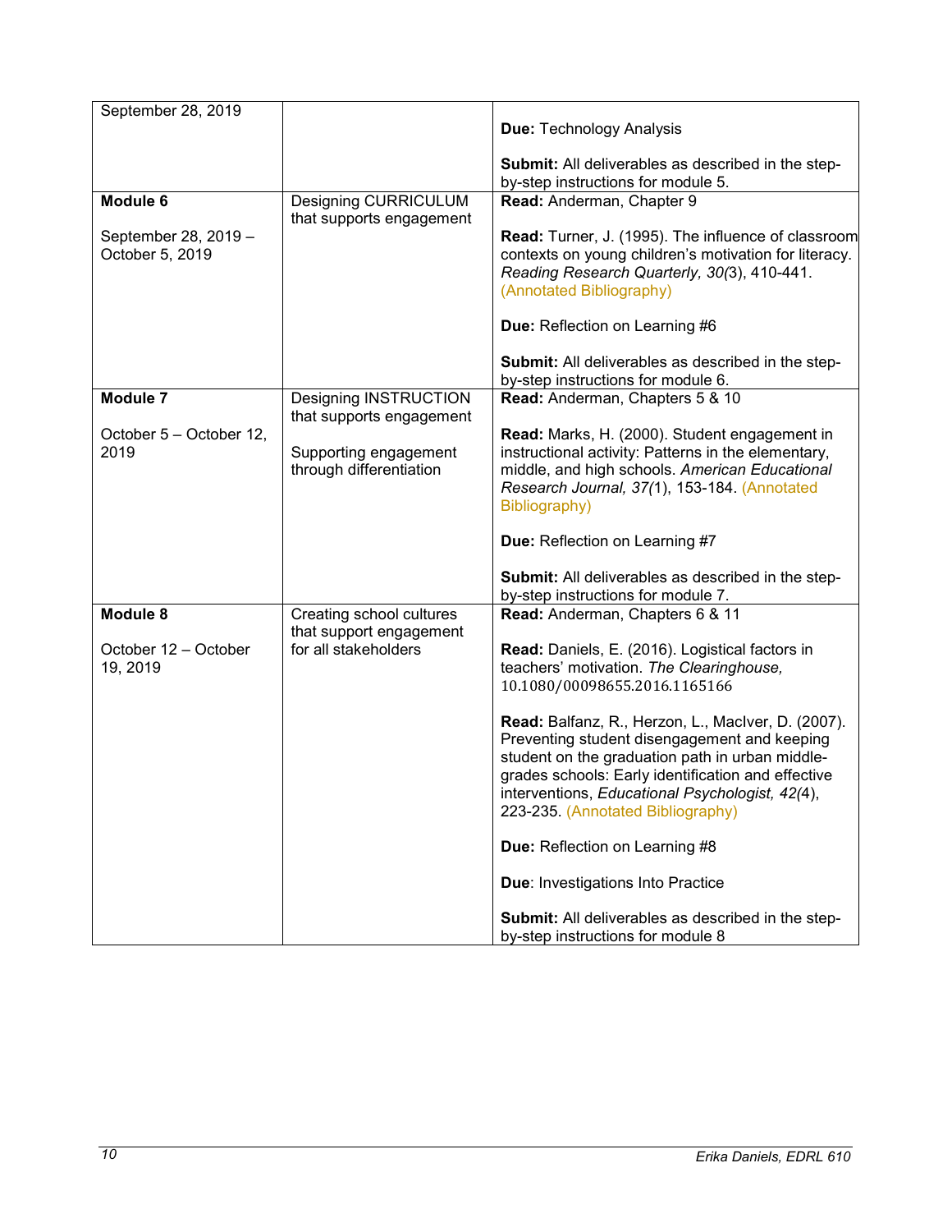| | | |
|---|---|---|
| September 28, 2019 | | **Due:** Technology Analysis<br><br>**Submit:** All deliverables as described in the step-by-step instructions for module 5. |
| **Module 6**<br><br>September 28, 2019 – October 5, 2019 | Designing CURRICULUM that supports engagement | **Read:** Anderman, Chapter 9<br><br>**Read:** Turner, J. (1995). The influence of classroom contexts on young children's motivation for literacy. *Reading Research Quarterly, 30(*3), 410-441. (Annotated Bibliography)<br><br>**Due:** Reflection on Learning #6<br><br>**Submit:** All deliverables as described in the step-by-step instructions for module 6. |
| **Module 7**<br><br>October 5 – October 12, 2019 | Designing INSTRUCTION that supports engagement<br><br>Supporting engagement through differentiation | **Read:** Anderman, Chapters 5 & 10<br><br>**Read:** Marks, H. (2000). Student engagement in instructional activity: Patterns in the elementary, middle, and high schools. *American Educational Research Journal, 37(*1), 153-184. (Annotated Bibliography)<br><br>**Due:** Reflection on Learning #7<br><br>**Submit:** All deliverables as described in the step-by-step instructions for module 7. |
| **Module 8**<br><br>October 12 – October 19, 2019 | Creating school cultures that support engagement for all stakeholders | **Read:** Anderman, Chapters 6 & 11<br><br>**Read:** Daniels, E. (2016). Logistical factors in teachers' motivation. *The Clearinghouse,* 10.1080/00098655.2016.1165166<br><br>**Read:** Balfanz, R., Herzon, L., MacIver, D. (2007). Preventing student disengagement and keeping student on the graduation path in urban middle-grades schools: Early identification and effective interventions, *Educational Psychologist, 42(*4), 223-235. (Annotated Bibliography)<br><br>**Due:** Reflection on Learning #8<br><br>**Due**: Investigations Into Practice<br><br>**Submit:** All deliverables as described in the step-by-step instructions for module 8 |